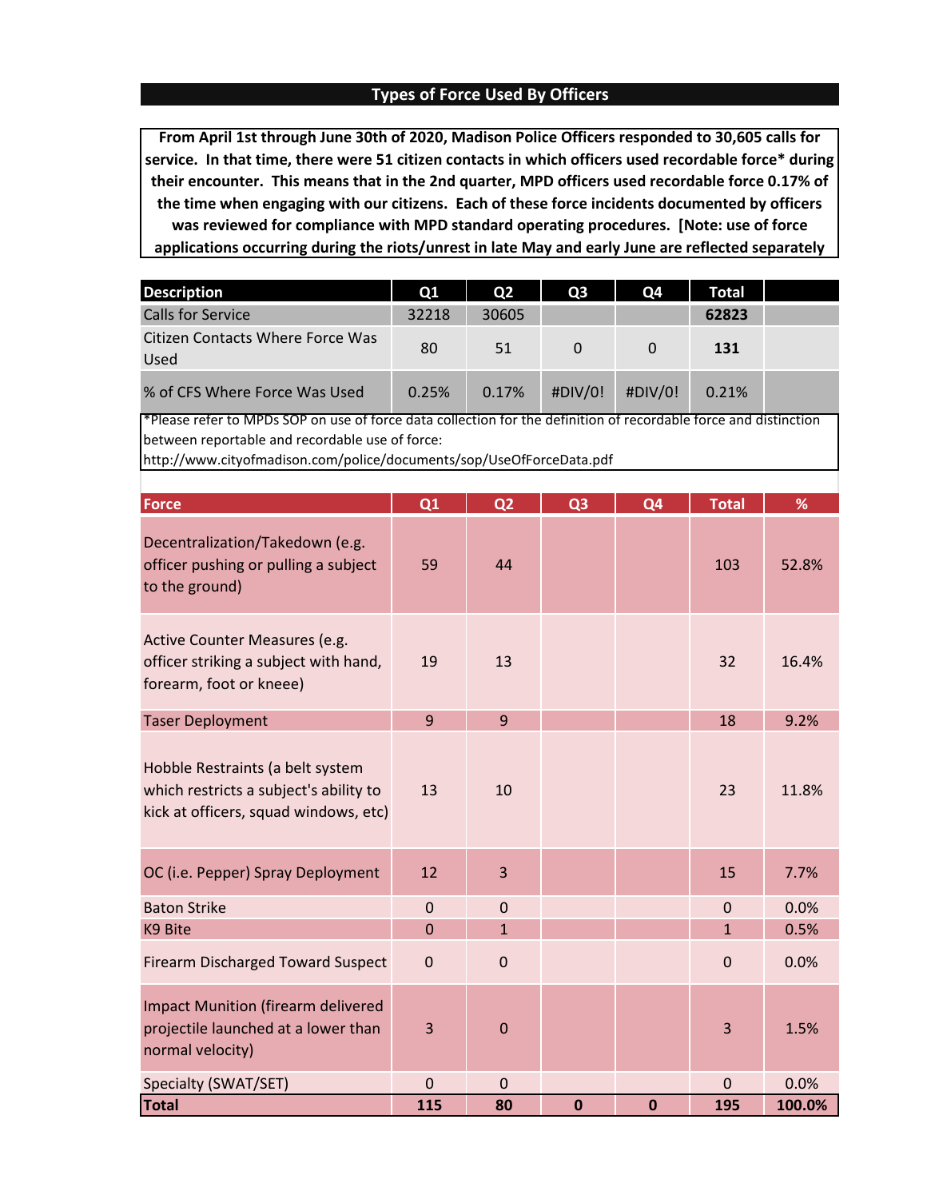## Types of Force Used By Officers

**From April 1st through June 30th of 2020, Madison Police Officers responded to 30,605 calls for service. In that time, there were 51 citizen contacts in which officers used recordable force* during their encounter. This means that in the 2nd quarter, MPD officers used recordable force 0.17% of the time when engaging with our citizens. Each of these force incidents documented by officers was reviewed for compliance with MPD standard operating procedures. [Note: use of force applications occurring during the riots/unrest in late May and early June are reflected separately**

| Description | Q1 | Q2 | Q3 | Q4 | Total | |
|---|---|---|---|---|---|---|
| Calls for Service | 32218 | 30605 | | | **62823** | |
| Citizen Contacts Where Force Was Used | 80 | 51 | 0 | 0 | **131** | |
| % of CFS Where Force Was Used | 0.25% | 0.17% | #DIV/0! | #DIV/0! | 0.21% | |

*Please refer to MPDs SOP on use of force data collection for the definition of recordable force and distinction between reportable and recordable use of force:
http://www.cityofmadison.com/police/documents/sop/UseOfForceData.pdf

| Force | Q1 | Q2 | Q3 | Q4 | Total | % |
|---|---|---|---|---|---|---|
| Decentralization/Takedown (e.g. officer pushing or pulling a subject to the ground) | 59 | 44 | | | 103 | 52.8% |
| Active Counter Measures (e.g. officer striking a subject with hand, forearm, foot or kneee) | 19 | 13 | | | 32 | 16.4% |
| Taser Deployment | 9 | 9 | | | 18 | 9.2% |
| Hobble Restraints (a belt system which restricts a subject's ability to kick at officers, squad windows, etc) | 13 | 10 | | | 23 | 11.8% |
| OC (i.e. Pepper) Spray Deployment | 12 | 3 | | | 15 | 7.7% |
| Baton Strike | 0 | 0 | | | 0 | 0.0% |
| K9 Bite | 0 | 1 | | | 1 | 0.5% |
| Firearm Discharged Toward Suspect | 0 | 0 | | | 0 | 0.0% |
| Impact Munition (firearm delivered projectile launched at a lower than normal velocity) | 3 | 0 | | | 3 | 1.5% |
| Specialty (SWAT/SET) | 0 | 0 | | | 0 | 0.0% |
| **Total** | **115** | **80** | **0** | **0** | **195** | **100.0%** |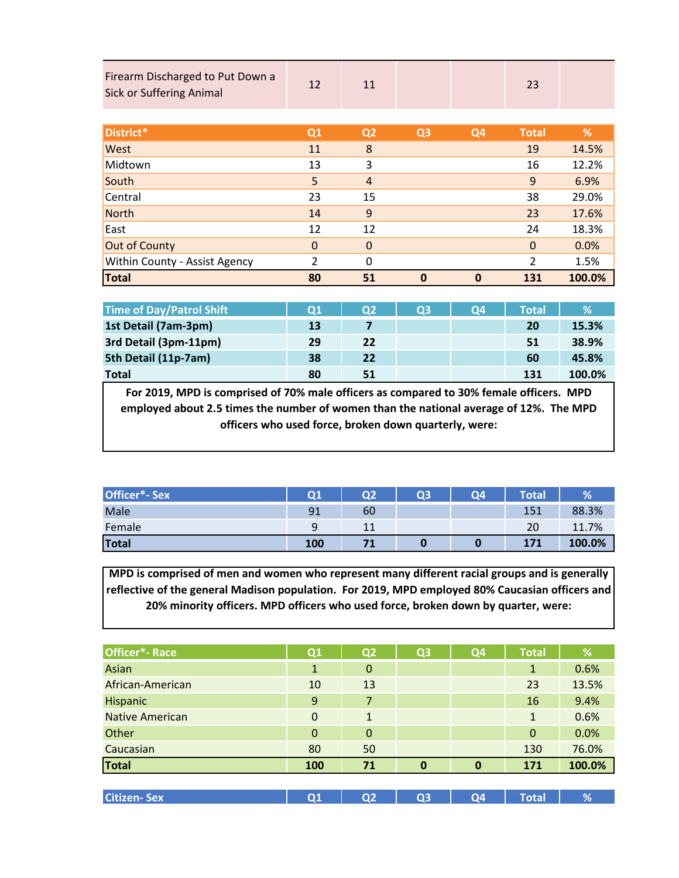| Firearm Discharged to Put Down a Sick or Suffering Animal | 12 | 11 | | | 23 | |
|---|---|---|---|---|---|---|

| District* | Q1 | Q2 | Q3 | Q4 | Total | % |
|---|---|---|---|---|---|---|
| West | 11 | 8 | | | 19 | 14.5% |
| Midtown | 13 | 3 | | | 16 | 12.2% |
| South | 5 | 4 | | | 9 | 6.9% |
| Central | 23 | 15 | | | 38 | 29.0% |
| North | 14 | 9 | | | 23 | 17.6% |
| East | 12 | 12 | | | 24 | 18.3% |
| Out of County | 0 | 0 | | | 0 | 0.0% |
| Within County - Assist Agency | 2 | 0 | | | 2 | 1.5% |
| **Total** | **80** | **51** | **0** | **0** | **131** | **100.0%** |

| Time of Day/Patrol Shift | Q1 | Q2 | Q3 | Q4 | Total | % |
|---|---|---|---|---|---|---|
| **1st Detail (7am-3pm)** | **13** | **7** | | | **20** | **15.3%** |
| **3rd Detail (3pm-11pm)** | **29** | **22** | | | **51** | **38.9%** |
| **5th Detail (11p-7am)** | **38** | **22** | | | **60** | **45.8%** |
| **Total** | **80** | **51** | | | **131** | **100.0%** |

**For 2019, MPD is comprised of 70% male officers as compared to 30% female officers. MPD employed about 2.5 times the number of women than the national average of 12%. The MPD officers who used force, broken down quarterly, were:**

| Officer*- Sex | Q1 | Q2 | Q3 | Q4 | Total | % |
|---|---|---|---|---|---|---|
| Male | 91 | 60 | | | 151 | 88.3% |
| Female | 9 | 11 | | | 20 | 11.7% |
| **Total** | **100** | **71** | **0** | **0** | **171** | **100.0%** |

**MPD is comprised of men and women who represent many different racial groups and is generally reflective of the general Madison population. For 2019, MPD employed 80% Caucasian officers and 20% minority officers. MPD officers who used force, broken down by quarter, were:**

| Officer*- Race | Q1 | Q2 | Q3 | Q4 | Total | % |
|---|---|---|---|---|---|---|
| Asian | 1 | 0 | | | 1 | 0.6% |
| African-American | 10 | 13 | | | 23 | 13.5% |
| Hispanic | 9 | 7 | | | 16 | 9.4% |
| Native American | 0 | 1 | | | 1 | 0.6% |
| Other | 0 | 0 | | | 0 | 0.0% |
| Caucasian | 80 | 50 | | | 130 | 76.0% |
| **Total** | **100** | **71** | **0** | **0** | **171** | **100.0%** |

| Citizen- Sex | Q1 | Q2 | Q3 | Q4 | Total | % |
|---|---|---|---|---|---|---|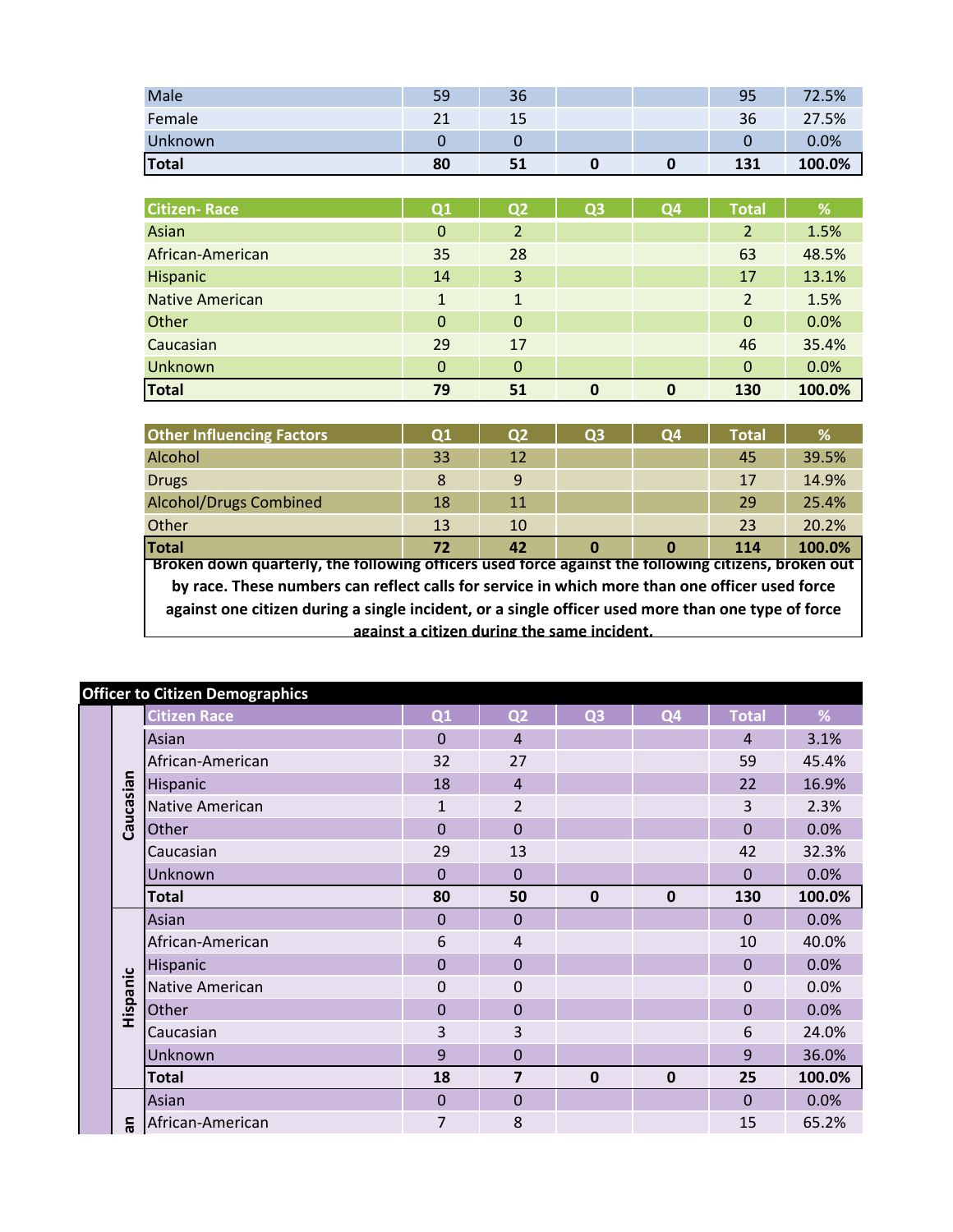| | Q1 | Q2 | Q3 | Q4 | Total | % |
|---|---|---|---|---|---|---|
| Male | 59 | 36 | | | 95 | 72.5% |
| Female | 21 | 15 | | | 36 | 27.5% |
| Unknown | 0 | 0 | | | 0 | 0.0% |
| **Total** | **80** | **51** | **0** | **0** | **131** | **100.0%** |

| Citizen- Race | Q1 | Q2 | Q3 | Q4 | Total | % |
|---|---|---|---|---|---|---|
| Asian | 0 | 2 | | | 2 | 1.5% |
| African-American | 35 | 28 | | | 63 | 48.5% |
| Hispanic | 14 | 3 | | | 17 | 13.1% |
| Native American | 1 | 1 | | | 2 | 1.5% |
| Other | 0 | 0 | | | 0 | 0.0% |
| Caucasian | 29 | 17 | | | 46 | 35.4% |
| Unknown | 0 | 0 | | | 0 | 0.0% |
| **Total** | **79** | **51** | **0** | **0** | **130** | **100.0%** |

| Other Influencing Factors | Q1 | Q2 | Q3 | Q4 | Total | % |
|---|---|---|---|---|---|---|
| Alcohol | 33 | 12 | | | 45 | 39.5% |
| Drugs | 8 | 9 | | | 17 | 14.9% |
| Alcohol/Drugs Combined | 18 | 11 | | | 29 | 25.4% |
| Other | 13 | 10 | | | 23 | 20.2% |
| **Total** | **72** | **42** | **0** | **0** | **114** | **100.0%** |

**Broken down quarterly, the following officers used force against the following citizens, broken out by race. These numbers can reflect calls for service in which more than one officer used force against one citizen during a single incident, or a single officer used more than one type of force against a citizen during the same incident.**

**Officer to Citizen Demographics**

| Officer Race | Citizen Race | Q1 | Q2 | Q3 | Q4 | Total | % |
|---|---|---|---|---|---|---|---|
| Caucasian | Asian | 0 | 4 | | | 4 | 3.1% |
| | African-American | 32 | 27 | | | 59 | 45.4% |
| | Hispanic | 18 | 4 | | | 22 | 16.9% |
| | Native American | 1 | 2 | | | 3 | 2.3% |
| | Other | 0 | 0 | | | 0 | 0.0% |
| | Caucasian | 29 | 13 | | | 42 | 32.3% |
| | Unknown | 0 | 0 | | | 0 | 0.0% |
| | **Total** | **80** | **50** | **0** | **0** | **130** | **100.0%** |
| Hispanic | Asian | 0 | 0 | | | 0 | 0.0% |
| | African-American | 6 | 4 | | | 10 | 40.0% |
| | Hispanic | 0 | 0 | | | 0 | 0.0% |
| | Native American | 0 | 0 | | | 0 | 0.0% |
| | Other | 0 | 0 | | | 0 | 0.0% |
| | Caucasian | 3 | 3 | | | 6 | 24.0% |
| | Unknown | 9 | 0 | | | 9 | 36.0% |
| | **Total** | **18** | **7** | **0** | **0** | **25** | **100.0%** |
| an | Asian | 0 | 0 | | | 0 | 0.0% |
| | African-American | 7 | 8 | | | 15 | 65.2% |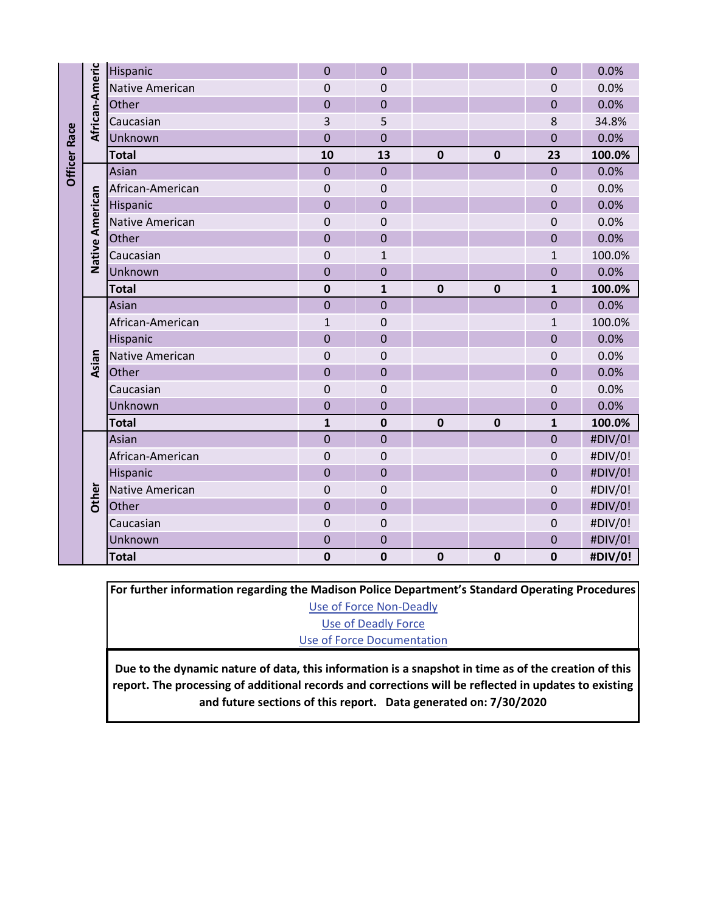| | | | | | | | |
|---|---|---|---|---|---|---|---|
| Officer Race | African-Americ | Hispanic | 0 | 0 | | | 0 | 0.0% |
| | | Native American | 0 | 0 | | | 0 | 0.0% |
| | | Other | 0 | 0 | | | 0 | 0.0% |
| | | Caucasian | 3 | 5 | | | 8 | 34.8% |
| | | Unknown | 0 | 0 | | | 0 | 0.0% |
| | | **Total** | **10** | **13** | **0** | **0** | **23** | **100.0%** |
| | Native American | Asian | 0 | 0 | | | 0 | 0.0% |
| | | African-American | 0 | 0 | | | 0 | 0.0% |
| | | Hispanic | 0 | 0 | | | 0 | 0.0% |
| | | Native American | 0 | 0 | | | 0 | 0.0% |
| | | Other | 0 | 0 | | | 0 | 0.0% |
| | | Caucasian | 0 | 1 | | | 1 | 100.0% |
| | | Unknown | 0 | 0 | | | 0 | 0.0% |
| | | **Total** | **0** | **1** | **0** | **0** | **1** | **100.0%** |
| | Asian | Asian | 0 | 0 | | | 0 | 0.0% |
| | | African-American | 1 | 0 | | | 1 | 100.0% |
| | | Hispanic | 0 | 0 | | | 0 | 0.0% |
| | | Native American | 0 | 0 | | | 0 | 0.0% |
| | | Other | 0 | 0 | | | 0 | 0.0% |
| | | Caucasian | 0 | 0 | | | 0 | 0.0% |
| | | Unknown | 0 | 0 | | | 0 | 0.0% |
| | | **Total** | **1** | **0** | **0** | **0** | **1** | **100.0%** |
| | Other | Asian | 0 | 0 | | | 0 | #DIV/0! |
| | | African-American | 0 | 0 | | | 0 | #DIV/0! |
| | | Hispanic | 0 | 0 | | | 0 | #DIV/0! |
| | | Native American | 0 | 0 | | | 0 | #DIV/0! |
| | | Other | 0 | 0 | | | 0 | #DIV/0! |
| | | Caucasian | 0 | 0 | | | 0 | #DIV/0! |
| | | Unknown | 0 | 0 | | | 0 | #DIV/0! |
| | | **Total** | **0** | **0** | **0** | **0** | **0** | **#DIV/0!** |

**For further information regarding the Madison Police Department's Standard Operating Procedures**

Use of Force Non-Deadly

Use of Deadly Force

Use of Force Documentation

**Due to the dynamic nature of data, this information is a snapshot in time as of the creation of this report. The processing of additional records and corrections will be reflected in updates to existing and future sections of this report. Data generated on: 7/30/2020**